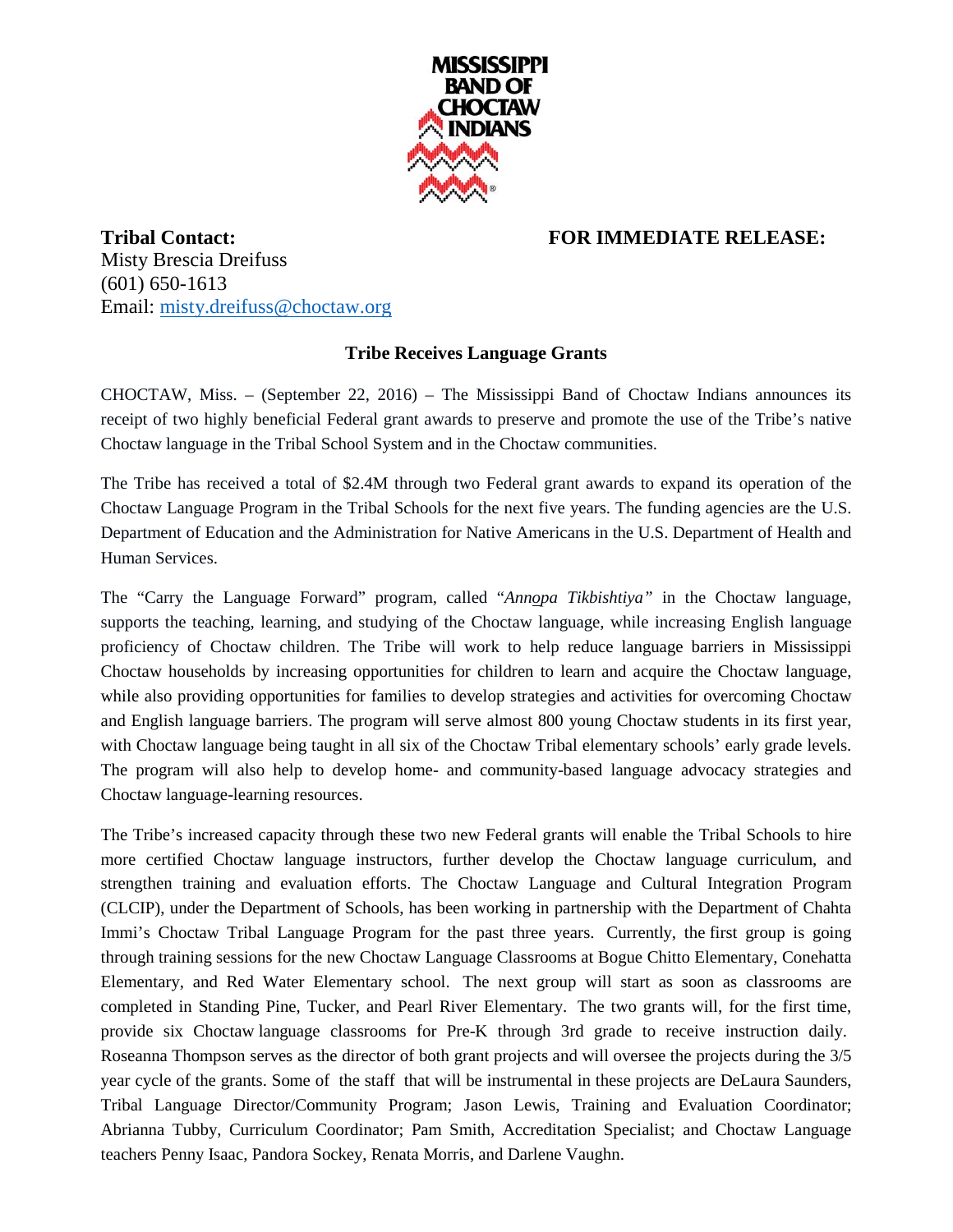**Tribal Contact:**
Misty Brescia Dreifuss
(601) 650-1613
Email: misty.dreifuss@choctaw.org

**FOR IMMEDIATE RELEASE:**

## Tribe Receives Language Grants

CHOCTAW, Miss. – (September 22, 2016) – The Mississippi Band of Choctaw Indians announces its receipt of two highly beneficial Federal grant awards to preserve and promote the use of the Tribe's native Choctaw language in the Tribal School System and in the Choctaw communities.

The Tribe has received a total of $2.4M through two Federal grant awards to expand its operation of the Choctaw Language Program in the Tribal Schools for the next five years. The funding agencies are the U.S. Department of Education and the Administration for Native Americans in the U.S. Department of Health and Human Services.

The "Carry the Language Forward" program, called "*Annopa Tikbishtiya"* in the Choctaw language, supports the teaching, learning, and studying of the Choctaw language, while increasing English language proficiency of Choctaw children. The Tribe will work to help reduce language barriers in Mississippi Choctaw households by increasing opportunities for children to learn and acquire the Choctaw language, while also providing opportunities for families to develop strategies and activities for overcoming Choctaw and English language barriers. The program will serve almost 800 young Choctaw students in its first year, with Choctaw language being taught in all six of the Choctaw Tribal elementary schools' early grade levels. The program will also help to develop home- and community-based language advocacy strategies and Choctaw language-learning resources.

The Tribe's increased capacity through these two new Federal grants will enable the Tribal Schools to hire more certified Choctaw language instructors, further develop the Choctaw language curriculum, and strengthen training and evaluation efforts. The Choctaw Language and Cultural Integration Program (CLCIP), under the Department of Schools, has been working in partnership with the Department of Chahta Immi's Choctaw Tribal Language Program for the past three years. Currently, the first group is going through training sessions for the new Choctaw Language Classrooms at Bogue Chitto Elementary, Conehatta Elementary, and Red Water Elementary school. The next group will start as soon as classrooms are completed in Standing Pine, Tucker, and Pearl River Elementary. The two grants will, for the first time, provide six Choctaw language classrooms for Pre-K through 3rd grade to receive instruction daily. Roseanna Thompson serves as the director of both grant projects and will oversee the projects during the 3/5 year cycle of the grants. Some of the staff that will be instrumental in these projects are DeLaura Saunders, Tribal Language Director/Community Program; Jason Lewis, Training and Evaluation Coordinator; Abrianna Tubby, Curriculum Coordinator; Pam Smith, Accreditation Specialist; and Choctaw Language teachers Penny Isaac, Pandora Sockey, Renata Morris, and Darlene Vaughn.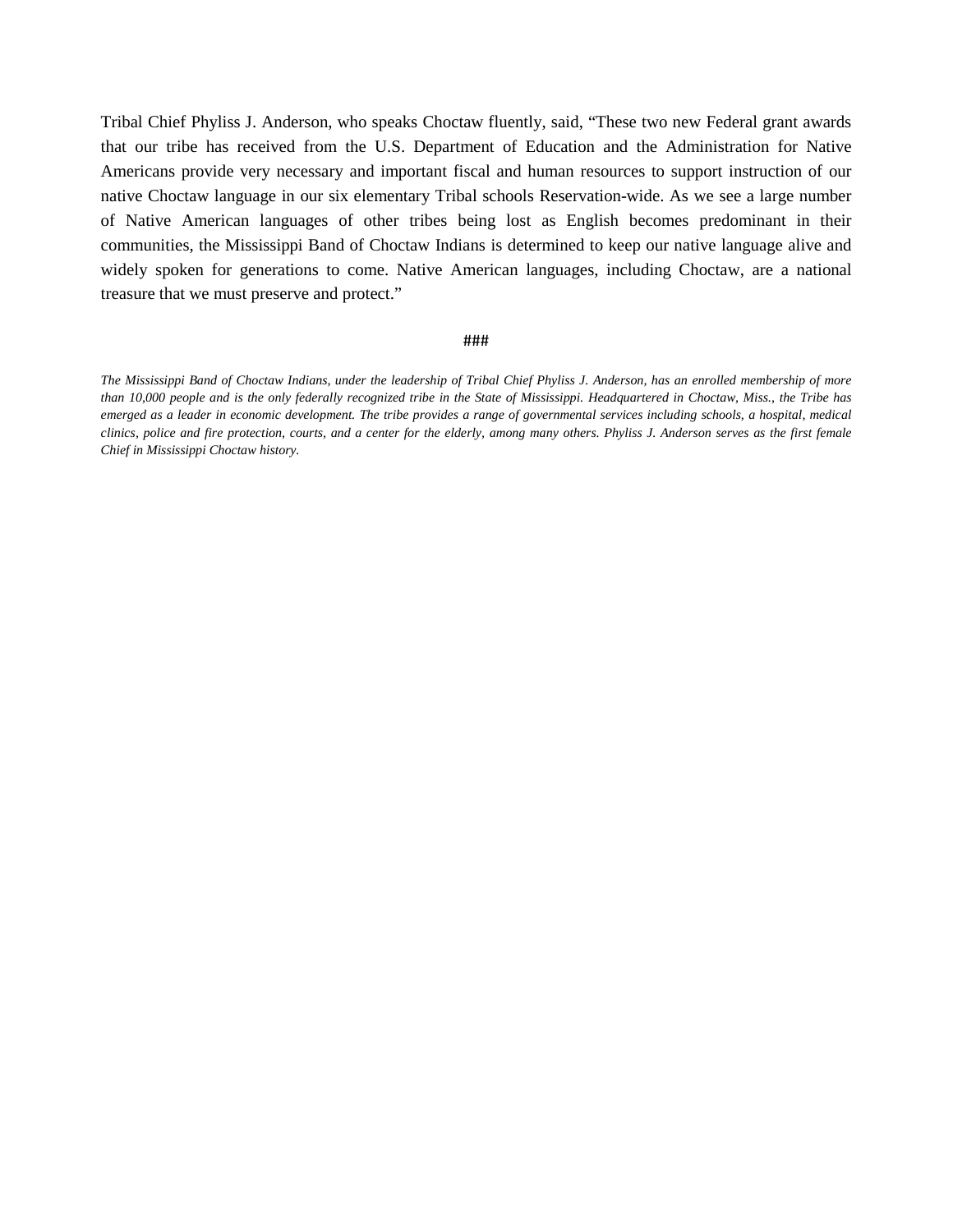Tribal Chief Phyliss J. Anderson, who speaks Choctaw fluently, said, “These two new Federal grant awards that our tribe has received from the U.S. Department of Education and the Administration for Native Americans provide very necessary and important fiscal and human resources to support instruction of our native Choctaw language in our six elementary Tribal schools Reservation-wide. As we see a large number of Native American languages of other tribes being lost as English becomes predominant in their communities, the Mississippi Band of Choctaw Indians is determined to keep our native language alive and widely spoken for generations to come. Native American languages, including Choctaw, are a national treasure that we must preserve and protect.”

**###**

*The Mississippi Band of Choctaw Indians, under the leadership of Tribal Chief Phyliss J. Anderson, has an enrolled membership of more than 10,000 people and is the only federally recognized tribe in the State of Mississippi. Headquartered in Choctaw, Miss., the Tribe has emerged as a leader in economic development. The tribe provides a range of governmental services including schools, a hospital, medical clinics, police and fire protection, courts, and a center for the elderly, among many others. Phyliss J. Anderson serves as the first female Chief in Mississippi Choctaw history.*